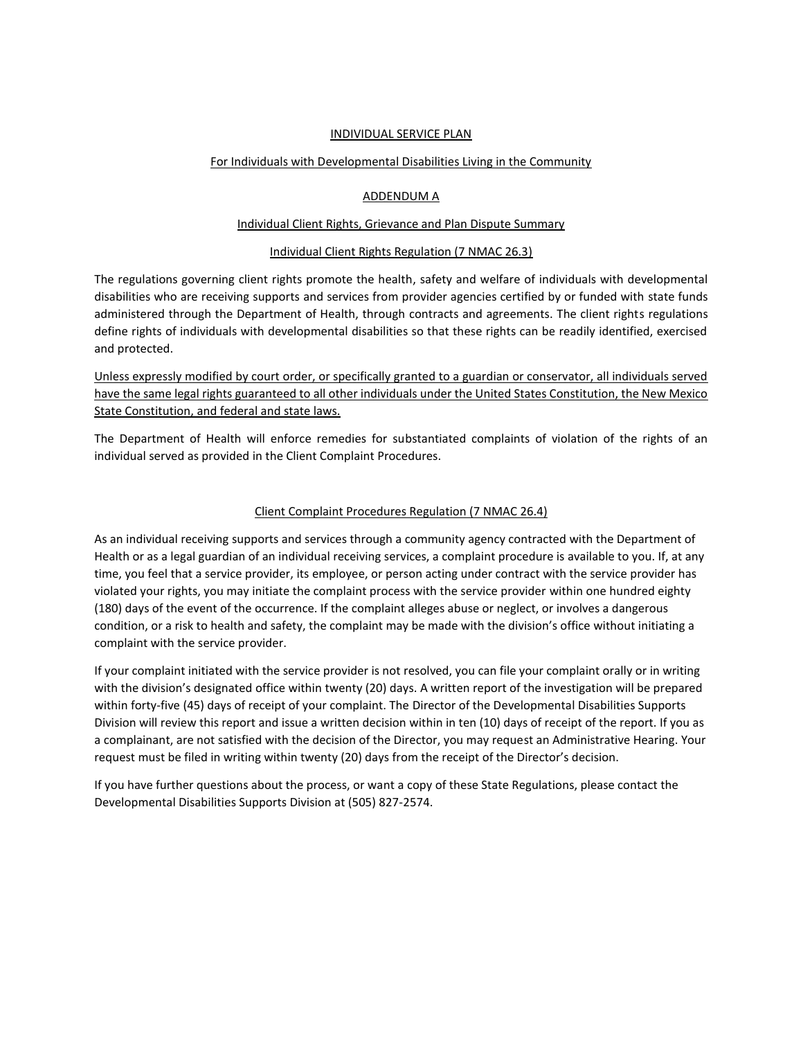# INDIVIDUAL SERVICE PLAN

## For Individuals with Developmental Disabilities Living in the Community

## ADDENDUM A

### Individual Client Rights, Grievance and Plan Dispute Summary

### Individual Client Rights Regulation (7 NMAC 26.3)

The regulations governing client rights promote the health, safety and welfare of individuals with developmental disabilities who are receiving supports and services from provider agencies certified by or funded with state funds administered through the Department of Health, through contracts and agreements. The client rights regulations define rights of individuals with developmental disabilities so that these rights can be readily identified, exercised and protected.

<u>Unless expressly modified by court order, or specifically granted to a guardian or conservator, all individuals served have the same legal rights guaranteed to all other individuals under the United States Constitution, the New Mexico State Constitution, and federal and state laws.</u>

The Department of Health will enforce remedies for substantiated complaints of violation of the rights of an individual served as provided in the Client Complaint Procedures.

### Client Complaint Procedures Regulation (7 NMAC 26.4)

As an individual receiving supports and services through a community agency contracted with the Department of Health or as a legal guardian of an individual receiving services, a complaint procedure is available to you. If, at any time, you feel that a service provider, its employee, or person acting under contract with the service provider has violated your rights, you may initiate the complaint process with the service provider within one hundred eighty (180) days of the event of the occurrence. If the complaint alleges abuse or neglect, or involves a dangerous condition, or a risk to health and safety, the complaint may be made with the division's office without initiating a complaint with the service provider.

If your complaint initiated with the service provider is not resolved, you can file your complaint orally or in writing with the division's designated office within twenty (20) days. A written report of the investigation will be prepared within forty-five (45) days of receipt of your complaint. The Director of the Developmental Disabilities Supports Division will review this report and issue a written decision within in ten (10) days of receipt of the report. If you as a complainant, are not satisfied with the decision of the Director, you may request an Administrative Hearing. Your request must be filed in writing within twenty (20) days from the receipt of the Director's decision.

If you have further questions about the process, or want a copy of these State Regulations, please contact the Developmental Disabilities Supports Division at (505) 827-2574.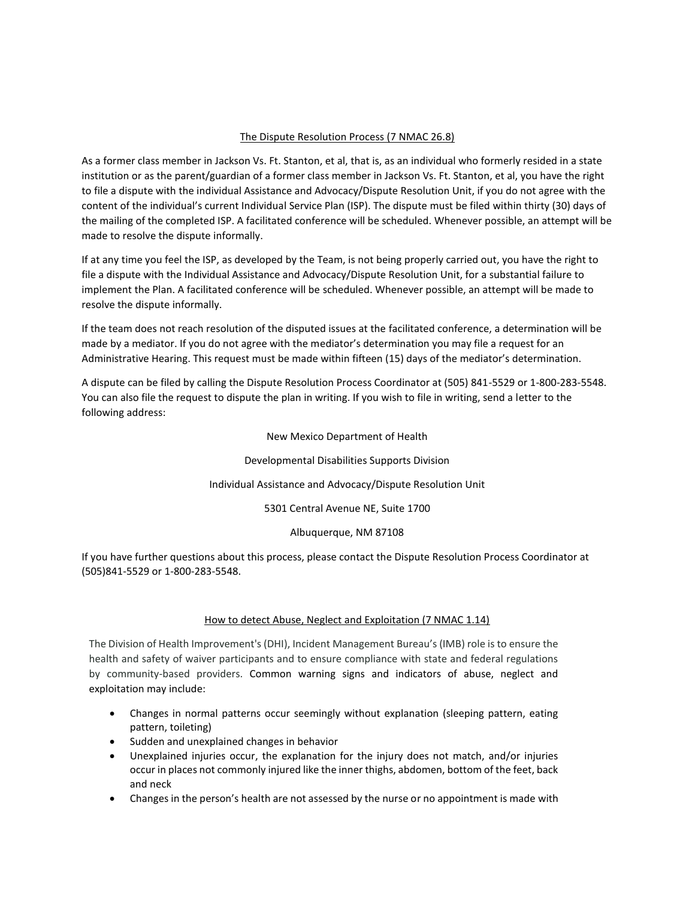## The Dispute Resolution Process (7 NMAC 26.8)

As a former class member in Jackson Vs. Ft. Stanton, et al, that is, as an individual who formerly resided in a state institution or as the parent/guardian of a former class member in Jackson Vs. Ft. Stanton, et al, you have the right to file a dispute with the individual Assistance and Advocacy/Dispute Resolution Unit, if you do not agree with the content of the individual's current Individual Service Plan (ISP). The dispute must be filed within thirty (30) days of the mailing of the completed ISP. A facilitated conference will be scheduled. Whenever possible, an attempt will be made to resolve the dispute informally.

If at any time you feel the ISP, as developed by the Team, is not being properly carried out, you have the right to file a dispute with the Individual Assistance and Advocacy/Dispute Resolution Unit, for a substantial failure to implement the Plan. A facilitated conference will be scheduled. Whenever possible, an attempt will be made to resolve the dispute informally.

If the team does not reach resolution of the disputed issues at the facilitated conference, a determination will be made by a mediator. If you do not agree with the mediator's determination you may file a request for an Administrative Hearing. This request must be made within fifteen (15) days of the mediator's determination.

A dispute can be filed by calling the Dispute Resolution Process Coordinator at (505) 841-5529 or 1-800-283-5548. You can also file the request to dispute the plan in writing. If you wish to file in writing, send a letter to the following address:

New Mexico Department of Health

Developmental Disabilities Supports Division

Individual Assistance and Advocacy/Dispute Resolution Unit

5301 Central Avenue NE, Suite 1700

Albuquerque, NM 87108

If you have further questions about this process, please contact the Dispute Resolution Process Coordinator at (505)841-5529 or 1-800-283-5548.

## How to detect Abuse, Neglect and Exploitation (7 NMAC 1.14)

The Division of Health Improvement's (DHI), Incident Management Bureau's (IMB) role is to ensure the health and safety of waiver participants and to ensure compliance with state and federal regulations by community-based providers. Common warning signs and indicators of abuse, neglect and exploitation may include:

- Changes in normal patterns occur seemingly without explanation (sleeping pattern, eating pattern, toileting)
- Sudden and unexplained changes in behavior
- Unexplained injuries occur, the explanation for the injury does not match, and/or injuries occur in places not commonly injured like the inner thighs, abdomen, bottom of the feet, back and neck
- Changes in the person's health are not assessed by the nurse or no appointment is made with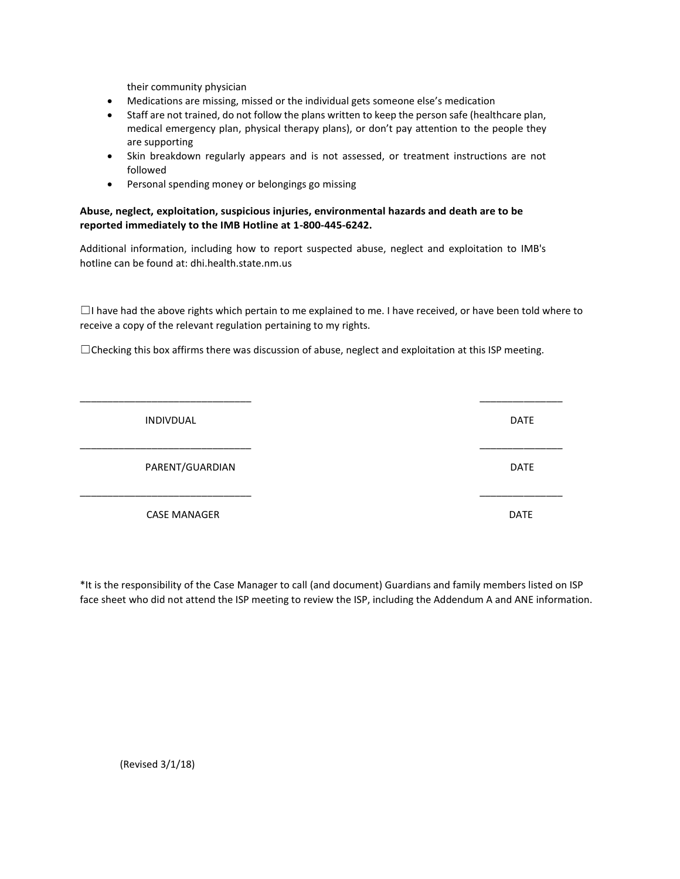their community physician

- Medications are missing, missed or the individual gets someone else's medication
- Staff are not trained, do not follow the plans written to keep the person safe (healthcare plan, medical emergency plan, physical therapy plans), or don't pay attention to the people they are supporting
- Skin breakdown regularly appears and is not assessed, or treatment instructions are not followed
- Personal spending money or belongings go missing

**Abuse, neglect, exploitation, suspicious injuries, environmental hazards and death are to be reported immediately to the IMB Hotline at 1-800-445-6242.**

Additional information, including how to report suspected abuse, neglect and exploitation to IMB's hotline can be found at: dhi.health.state.nm.us

☐I have had the above rights which pertain to me explained to me. I have received, or have been told where to receive a copy of the relevant regulation pertaining to my rights.

☐Checking this box affirms there was discussion of abuse, neglect and exploitation at this ISP meeting.

_______________________________ _______________

INDIVDUAL DATE

_______________________________ _______________

PARENT/GUARDIAN DATE

_______________________________ _______________

CASE MANAGER DATE

*It is the responsibility of the Case Manager to call (and document) Guardians and family members listed on ISP face sheet who did not attend the ISP meeting to review the ISP, including the Addendum A and ANE information.

(Revised 3/1/18)